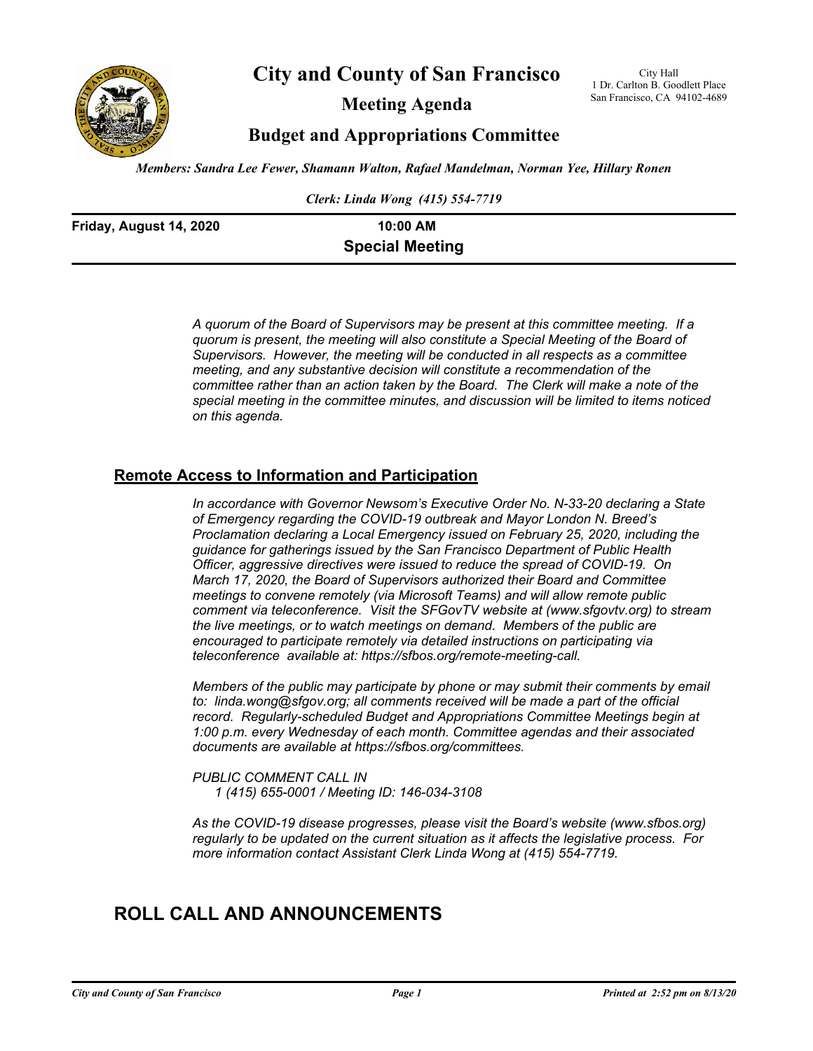# City and County of San Francisco

City Hall
1 Dr. Carlton B. Goodlett Place
San Francisco, CA 94102-4689

## Meeting Agenda

## Budget and Appropriations Committee

*Members: Sandra Lee Fewer, Shamann Walton, Rafael Mandelman, Norman Yee, Hillary Ronen*

*Clerk: Linda Wong (415) 554-7719*

**Friday, August 14, 2020** **10:00 AM**

**Special Meeting**

*A quorum of the Board of Supervisors may be present at this committee meeting. If a quorum is present, the meeting will also constitute a Special Meeting of the Board of Supervisors. However, the meeting will be conducted in all respects as a committee meeting, and any substantive decision will constitute a recommendation of the committee rather than an action taken by the Board. The Clerk will make a note of the special meeting in the committee minutes, and discussion will be limited to items noticed on this agenda.*

### Remote Access to Information and Participation

*In accordance with Governor Newsom's Executive Order No. N-33-20 declaring a State of Emergency regarding the COVID-19 outbreak and Mayor London N. Breed's Proclamation declaring a Local Emergency issued on February 25, 2020, including the guidance for gatherings issued by the San Francisco Department of Public Health Officer, aggressive directives were issued to reduce the spread of COVID-19. On March 17, 2020, the Board of Supervisors authorized their Board and Committee meetings to convene remotely (via Microsoft Teams) and will allow remote public comment via teleconference. Visit the SFGovTV website at (www.sfgovtv.org) to stream the live meetings, or to watch meetings on demand. Members of the public are encouraged to participate remotely via detailed instructions on participating via teleconference available at: https://sfbos.org/remote-meeting-call.*

*Members of the public may participate by phone or may submit their comments by email to: linda.wong@sfgov.org; all comments received will be made a part of the official record. Regularly-scheduled Budget and Appropriations Committee Meetings begin at 1:00 p.m. every Wednesday of each month. Committee agendas and their associated documents are available at https://sfbos.org/committees.*

*PUBLIC COMMENT CALL IN*
*1 (415) 655-0001 / Meeting ID: 146-034-3108*

*As the COVID-19 disease progresses, please visit the Board's website (www.sfbos.org) regularly to be updated on the current situation as it affects the legislative process. For more information contact Assistant Clerk Linda Wong at (415) 554-7719.*

## ROLL CALL AND ANNOUNCEMENTS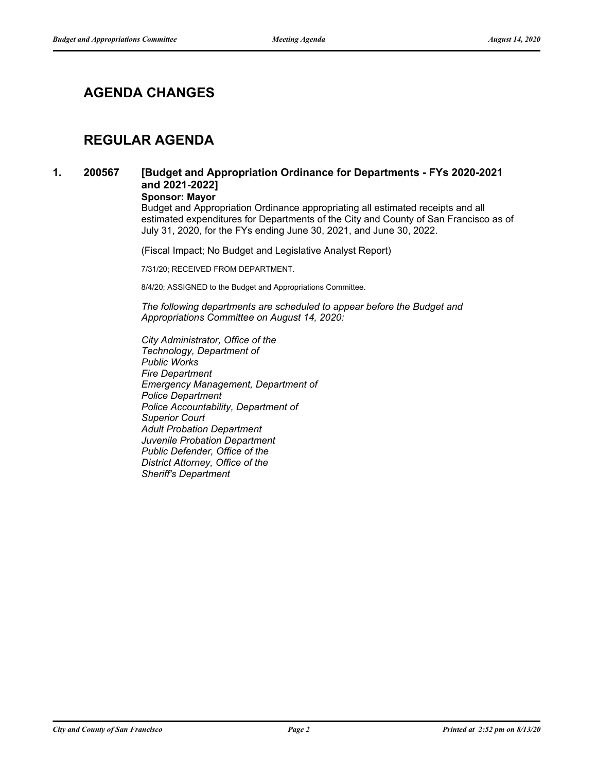## AGENDA CHANGES

## REGULAR AGENDA

### 1. 200567 [Budget and Appropriation Ordinance for Departments - FYs 2020-2021 and 2021-2022]

**Sponsor: Mayor**

Budget and Appropriation Ordinance appropriating all estimated receipts and all estimated expenditures for Departments of the City and County of San Francisco as of July 31, 2020, for the FYs ending June 30, 2021, and June 30, 2022.

(Fiscal Impact; No Budget and Legislative Analyst Report)

7/31/20; RECEIVED FROM DEPARTMENT.

8/4/20; ASSIGNED to the Budget and Appropriations Committee.

*The following departments are scheduled to appear before the Budget and Appropriations Committee on August 14, 2020:*

*City Administrator, Office of the*
*Technology, Department of*
*Public Works*
*Fire Department*
*Emergency Management, Department of*
*Police Department*
*Police Accountability, Department of*
*Superior Court*
*Adult Probation Department*
*Juvenile Probation Department*
*Public Defender, Office of the*
*District Attorney, Office of the*
*Sheriff's Department*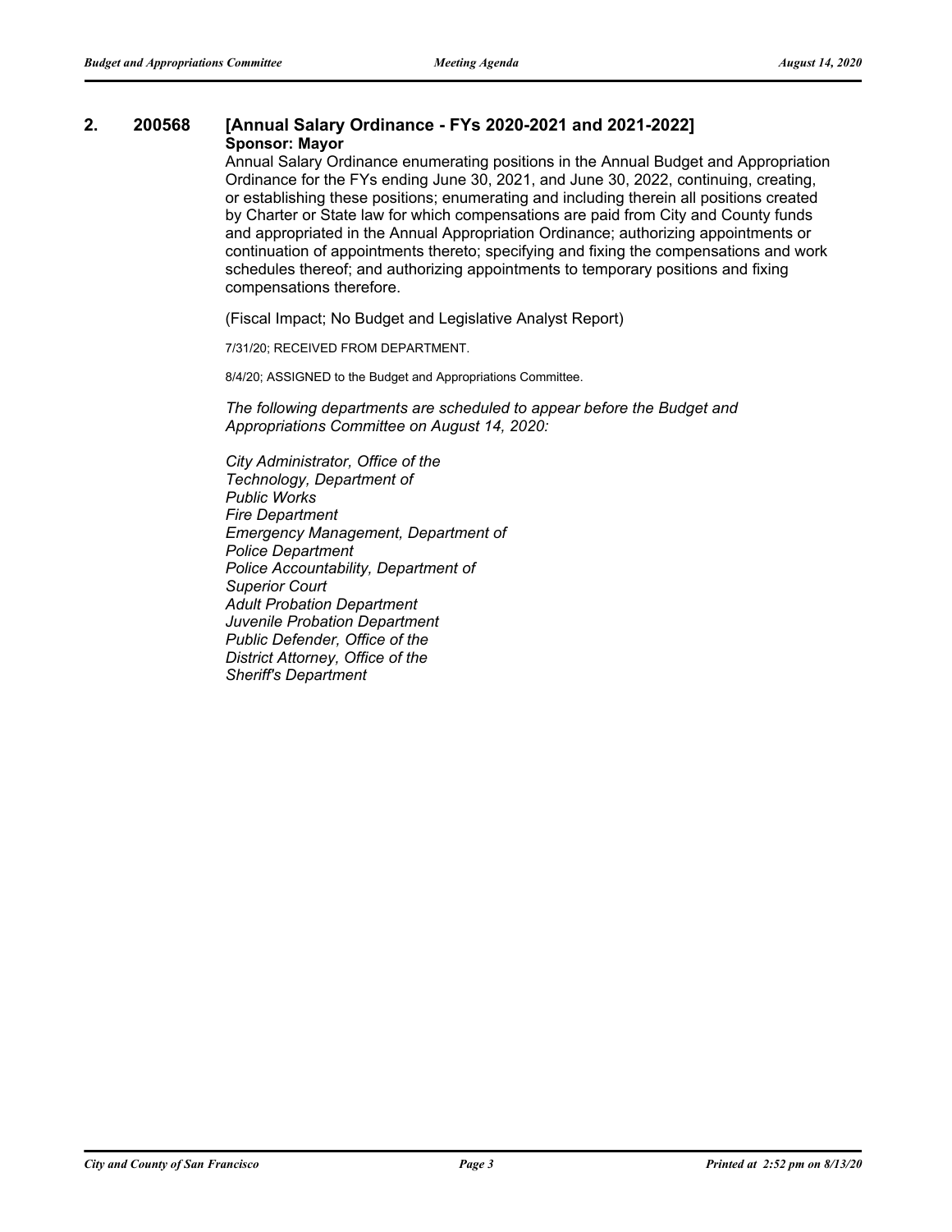## 2. 200568 [Annual Salary Ordinance - FYs 2020-2021 and 2021-2022]

**Sponsor: Mayor**

Annual Salary Ordinance enumerating positions in the Annual Budget and Appropriation Ordinance for the FYs ending June 30, 2021, and June 30, 2022, continuing, creating, or establishing these positions; enumerating and including therein all positions created by Charter or State law for which compensations are paid from City and County funds and appropriated in the Annual Appropriation Ordinance; authorizing appointments or continuation of appointments thereto; specifying and fixing the compensations and work schedules thereof; and authorizing appointments to temporary positions and fixing compensations therefore.

(Fiscal Impact; No Budget and Legislative Analyst Report)

7/31/20; RECEIVED FROM DEPARTMENT.

8/4/20; ASSIGNED to the Budget and Appropriations Committee.

*The following departments are scheduled to appear before the Budget and Appropriations Committee on August 14, 2020:*

*City Administrator, Office of the*
*Technology, Department of*
*Public Works*
*Fire Department*
*Emergency Management, Department of*
*Police Department*
*Police Accountability, Department of*
*Superior Court*
*Adult Probation Department*
*Juvenile Probation Department*
*Public Defender, Office of the*
*District Attorney, Office of the*
*Sheriff's Department*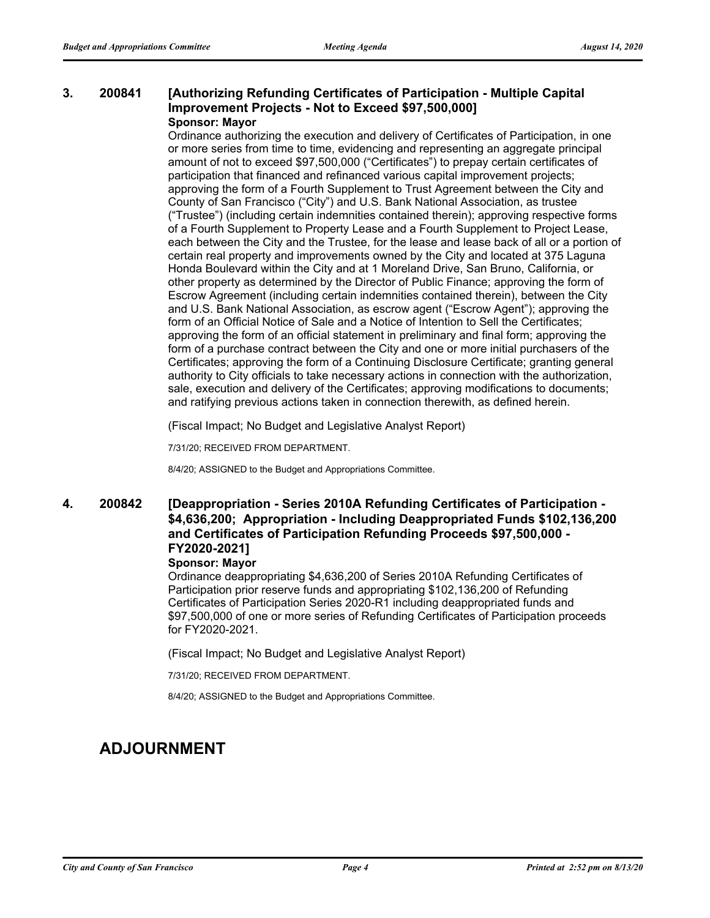**3. 200841 [Authorizing Refunding Certificates of Participation - Multiple Capital Improvement Projects - Not to Exceed $97,500,000]**

**Sponsor: Mayor**

Ordinance authorizing the execution and delivery of Certificates of Participation, in one or more series from time to time, evidencing and representing an aggregate principal amount of not to exceed $97,500,000 ("Certificates") to prepay certain certificates of participation that financed and refinanced various capital improvement projects; approving the form of a Fourth Supplement to Trust Agreement between the City and County of San Francisco ("City") and U.S. Bank National Association, as trustee ("Trustee") (including certain indemnities contained therein); approving respective forms of a Fourth Supplement to Property Lease and a Fourth Supplement to Project Lease, each between the City and the Trustee, for the lease and lease back of all or a portion of certain real property and improvements owned by the City and located at 375 Laguna Honda Boulevard within the City and at 1 Moreland Drive, San Bruno, California, or other property as determined by the Director of Public Finance; approving the form of Escrow Agreement (including certain indemnities contained therein), between the City and U.S. Bank National Association, as escrow agent ("Escrow Agent"); approving the form of an Official Notice of Sale and a Notice of Intention to Sell the Certificates; approving the form of an official statement in preliminary and final form; approving the form of a purchase contract between the City and one or more initial purchasers of the Certificates; approving the form of a Continuing Disclosure Certificate; granting general authority to City officials to take necessary actions in connection with the authorization, sale, execution and delivery of the Certificates; approving modifications to documents; and ratifying previous actions taken in connection therewith, as defined herein.

(Fiscal Impact; No Budget and Legislative Analyst Report)

7/31/20; RECEIVED FROM DEPARTMENT.

8/4/20; ASSIGNED to the Budget and Appropriations Committee.

**4. 200842 [Deappropriation - Series 2010A Refunding Certificates of Participation - $4,636,200; Appropriation - Including Deappropriated Funds $102,136,200 and Certificates of Participation Refunding Proceeds $97,500,000 - FY2020-2021]**

**Sponsor: Mayor**

Ordinance deappropriating $4,636,200 of Series 2010A Refunding Certificates of Participation prior reserve funds and appropriating $102,136,200 of Refunding Certificates of Participation Series 2020-R1 including deappropriated funds and $97,500,000 of one or more series of Refunding Certificates of Participation proceeds for FY2020-2021.

(Fiscal Impact; No Budget and Legislative Analyst Report)

7/31/20; RECEIVED FROM DEPARTMENT.

8/4/20; ASSIGNED to the Budget and Appropriations Committee.

# ADJOURNMENT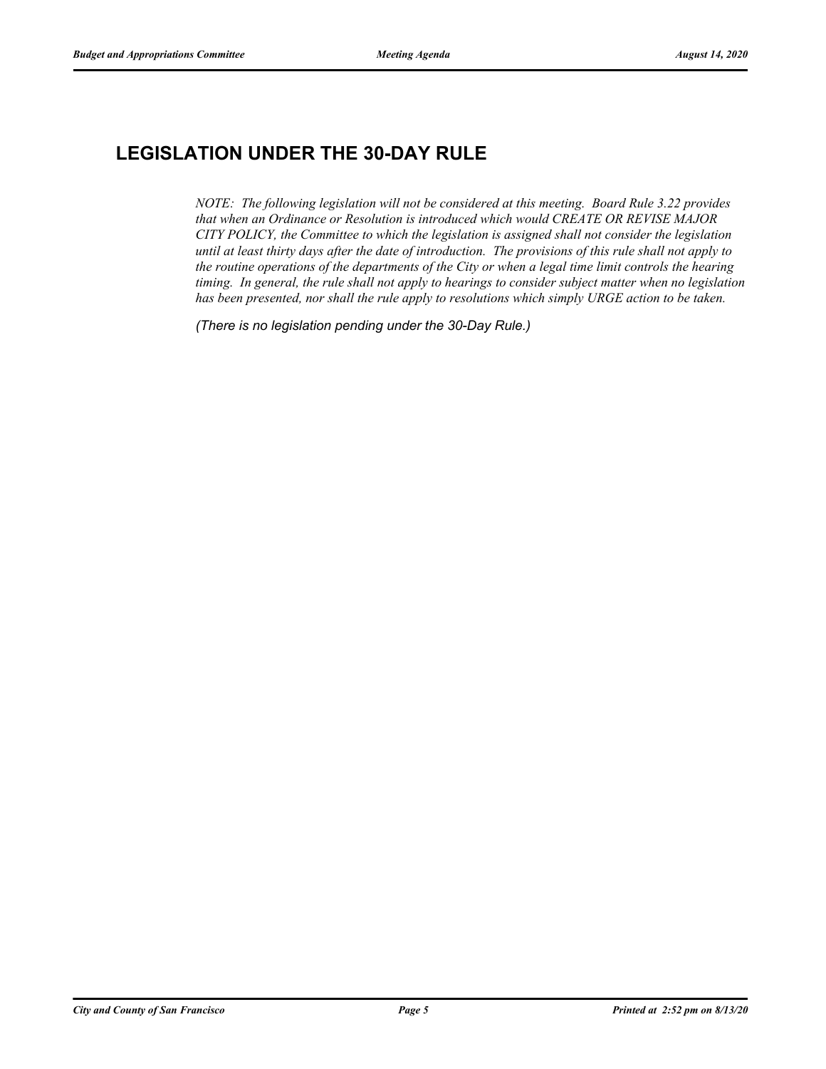## LEGISLATION UNDER THE 30-DAY RULE

*NOTE: The following legislation will not be considered at this meeting. Board Rule 3.22 provides that when an Ordinance or Resolution is introduced which would CREATE OR REVISE MAJOR CITY POLICY, the Committee to which the legislation is assigned shall not consider the legislation until at least thirty days after the date of introduction. The provisions of this rule shall not apply to the routine operations of the departments of the City or when a legal time limit controls the hearing timing. In general, the rule shall not apply to hearings to consider subject matter when no legislation has been presented, nor shall the rule apply to resolutions which simply URGE action to be taken.*

*(There is no legislation pending under the 30-Day Rule.)*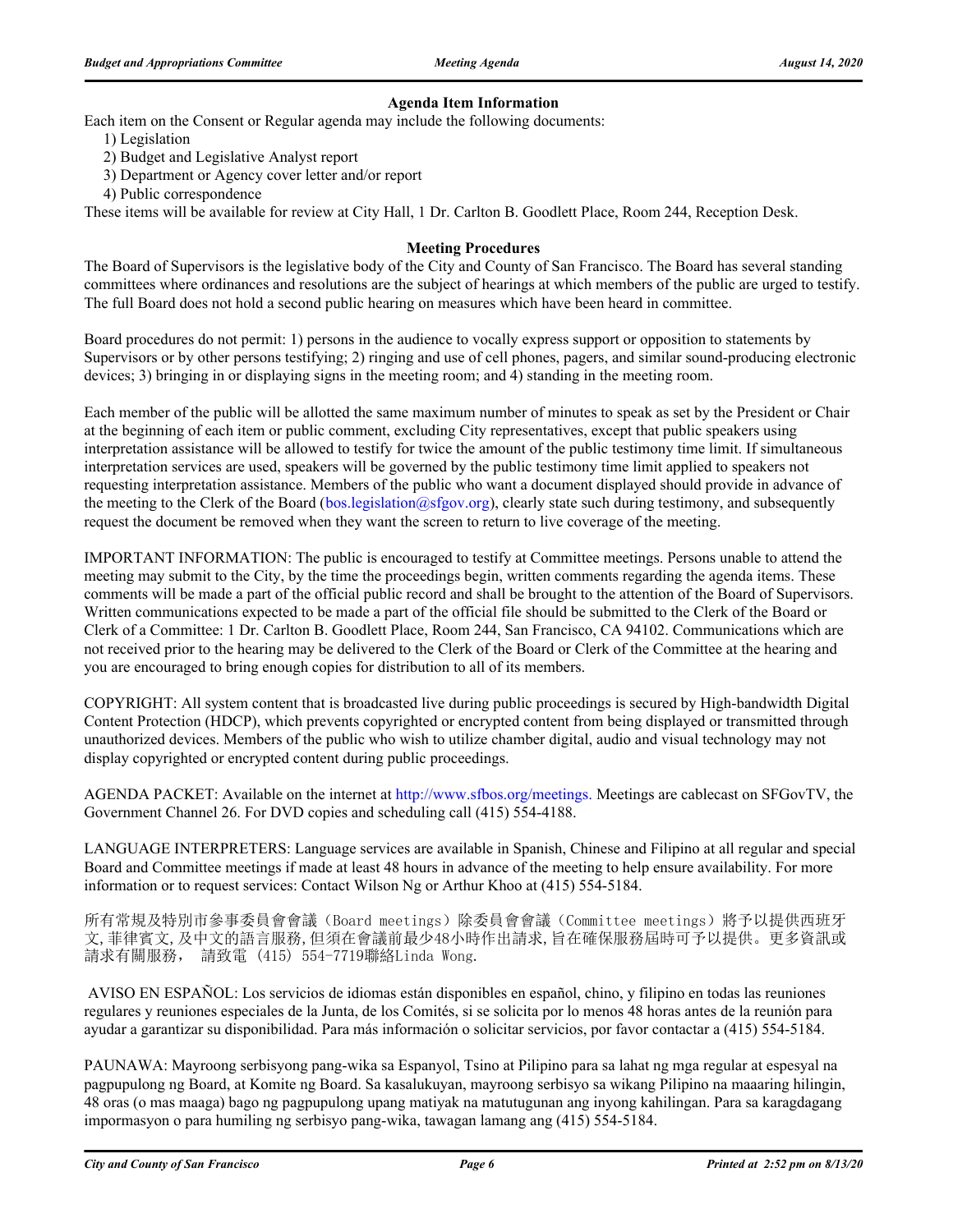## Agenda Item Information

Each item on the Consent or Regular agenda may include the following documents:

1) Legislation
2) Budget and Legislative Analyst report
3) Department or Agency cover letter and/or report
4) Public correspondence

These items will be available for review at City Hall, 1 Dr. Carlton B. Goodlett Place, Room 244, Reception Desk.

## Meeting Procedures

The Board of Supervisors is the legislative body of the City and County of San Francisco. The Board has several standing committees where ordinances and resolutions are the subject of hearings at which members of the public are urged to testify. The full Board does not hold a second public hearing on measures which have been heard in committee.

Board procedures do not permit: 1) persons in the audience to vocally express support or opposition to statements by Supervisors or by other persons testifying; 2) ringing and use of cell phones, pagers, and similar sound-producing electronic devices; 3) bringing in or displaying signs in the meeting room; and 4) standing in the meeting room.

Each member of the public will be allotted the same maximum number of minutes to speak as set by the President or Chair at the beginning of each item or public comment, excluding City representatives, except that public speakers using interpretation assistance will be allowed to testify for twice the amount of the public testimony time limit. If simultaneous interpretation services are used, speakers will be governed by the public testimony time limit applied to speakers not requesting interpretation assistance. Members of the public who want a document displayed should provide in advance of the meeting to the Clerk of the Board (bos.legislation@sfgov.org), clearly state such during testimony, and subsequently request the document be removed when they want the screen to return to live coverage of the meeting.

IMPORTANT INFORMATION: The public is encouraged to testify at Committee meetings. Persons unable to attend the meeting may submit to the City, by the time the proceedings begin, written comments regarding the agenda items. These comments will be made a part of the official public record and shall be brought to the attention of the Board of Supervisors. Written communications expected to be made a part of the official file should be submitted to the Clerk of the Board or Clerk of a Committee: 1 Dr. Carlton B. Goodlett Place, Room 244, San Francisco, CA 94102. Communications which are not received prior to the hearing may be delivered to the Clerk of the Board or Clerk of the Committee at the hearing and you are encouraged to bring enough copies for distribution to all of its members.

COPYRIGHT: All system content that is broadcasted live during public proceedings is secured by High-bandwidth Digital Content Protection (HDCP), which prevents copyrighted or encrypted content from being displayed or transmitted through unauthorized devices. Members of the public who wish to utilize chamber digital, audio and visual technology may not display copyrighted or encrypted content during public proceedings.

AGENDA PACKET: Available on the internet at http://www.sfbos.org/meetings. Meetings are cablecast on SFGovTV, the Government Channel 26. For DVD copies and scheduling call (415) 554-4188.

LANGUAGE INTERPRETERS: Language services are available in Spanish, Chinese and Filipino at all regular and special Board and Committee meetings if made at least 48 hours in advance of the meeting to help ensure availability. For more information or to request services: Contact Wilson Ng or Arthur Khoo at (415) 554-5184.

所有常規及特別市參事委員會會議（Board meetings）除委員會會議（Committee meetings）將予以提供西班牙文,菲律賓文,及中文的語言服務,但須在會議前最少48小時作出請求,旨在確保服務屆時可予以提供。更多資訊或請求有關服務， 請致電 (415) 554-7719聯絡Linda Wong.

AVISO EN ESPAÑOL: Los servicios de idiomas están disponibles en español, chino, y filipino en todas las reuniones regulares y reuniones especiales de la Junta, de los Comités, si se solicita por lo menos 48 horas antes de la reunión para ayudar a garantizar su disponibilidad. Para más información o solicitar servicios, por favor contactar a (415) 554-5184.

PAUNAWA: Mayroong serbisyong pang-wika sa Espanyol, Tsino at Pilipino para sa lahat ng mga regular at espesyal na pagpupulong ng Board, at Komite ng Board. Sa kasalukuyan, mayroong serbisyo sa wikang Pilipino na maaaring hilingin, 48 oras (o mas maaga) bago ng pagpupulong upang matiyak na matutugunan ang inyong kahilingan. Para sa karagdagang impormasyon o para humiling ng serbisyo pang-wika, tawagan lamang ang (415) 554-5184.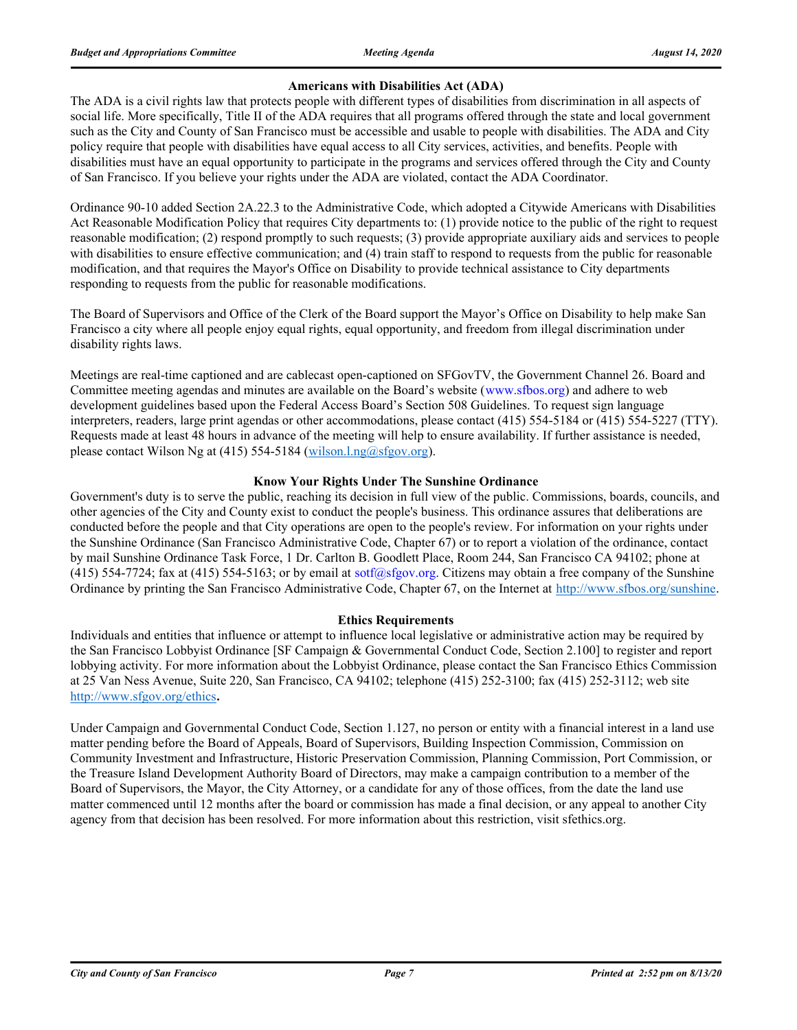### Americans with Disabilities Act (ADA)

The ADA is a civil rights law that protects people with different types of disabilities from discrimination in all aspects of social life. More specifically, Title II of the ADA requires that all programs offered through the state and local government such as the City and County of San Francisco must be accessible and usable to people with disabilities. The ADA and City policy require that people with disabilities have equal access to all City services, activities, and benefits. People with disabilities must have an equal opportunity to participate in the programs and services offered through the City and County of San Francisco. If you believe your rights under the ADA are violated, contact the ADA Coordinator.

Ordinance 90-10 added Section 2A.22.3 to the Administrative Code, which adopted a Citywide Americans with Disabilities Act Reasonable Modification Policy that requires City departments to: (1) provide notice to the public of the right to request reasonable modification; (2) respond promptly to such requests; (3) provide appropriate auxiliary aids and services to people with disabilities to ensure effective communication; and (4) train staff to respond to requests from the public for reasonable modification, and that requires the Mayor's Office on Disability to provide technical assistance to City departments responding to requests from the public for reasonable modifications.

The Board of Supervisors and Office of the Clerk of the Board support the Mayor's Office on Disability to help make San Francisco a city where all people enjoy equal rights, equal opportunity, and freedom from illegal discrimination under disability rights laws.

Meetings are real-time captioned and are cablecast open-captioned on SFGovTV, the Government Channel 26. Board and Committee meeting agendas and minutes are available on the Board's website (www.sfbos.org) and adhere to web development guidelines based upon the Federal Access Board's Section 508 Guidelines. To request sign language interpreters, readers, large print agendas or other accommodations, please contact (415) 554-5184 or (415) 554-5227 (TTY). Requests made at least 48 hours in advance of the meeting will help to ensure availability. If further assistance is needed, please contact Wilson Ng at (415) 554-5184 (wilson.l.ng@sfgov.org).

### Know Your Rights Under The Sunshine Ordinance

Government's duty is to serve the public, reaching its decision in full view of the public. Commissions, boards, councils, and other agencies of the City and County exist to conduct the people's business. This ordinance assures that deliberations are conducted before the people and that City operations are open to the people's review. For information on your rights under the Sunshine Ordinance (San Francisco Administrative Code, Chapter 67) or to report a violation of the ordinance, contact by mail Sunshine Ordinance Task Force, 1 Dr. Carlton B. Goodlett Place, Room 244, San Francisco CA 94102; phone at (415) 554-7724; fax at (415) 554-5163; or by email at sotf@sfgov.org. Citizens may obtain a free company of the Sunshine Ordinance by printing the San Francisco Administrative Code, Chapter 67, on the Internet at http://www.sfbos.org/sunshine.

### Ethics Requirements

Individuals and entities that influence or attempt to influence local legislative or administrative action may be required by the San Francisco Lobbyist Ordinance [SF Campaign & Governmental Conduct Code, Section 2.100] to register and report lobbying activity. For more information about the Lobbyist Ordinance, please contact the San Francisco Ethics Commission at 25 Van Ness Avenue, Suite 220, San Francisco, CA 94102; telephone (415) 252-3100; fax (415) 252-3112; web site http://www.sfgov.org/ethics.

Under Campaign and Governmental Conduct Code, Section 1.127, no person or entity with a financial interest in a land use matter pending before the Board of Appeals, Board of Supervisors, Building Inspection Commission, Commission on Community Investment and Infrastructure, Historic Preservation Commission, Planning Commission, Port Commission, or the Treasure Island Development Authority Board of Directors, may make a campaign contribution to a member of the Board of Supervisors, the Mayor, the City Attorney, or a candidate for any of those offices, from the date the land use matter commenced until 12 months after the board or commission has made a final decision, or any appeal to another City agency from that decision has been resolved. For more information about this restriction, visit sfethics.org.